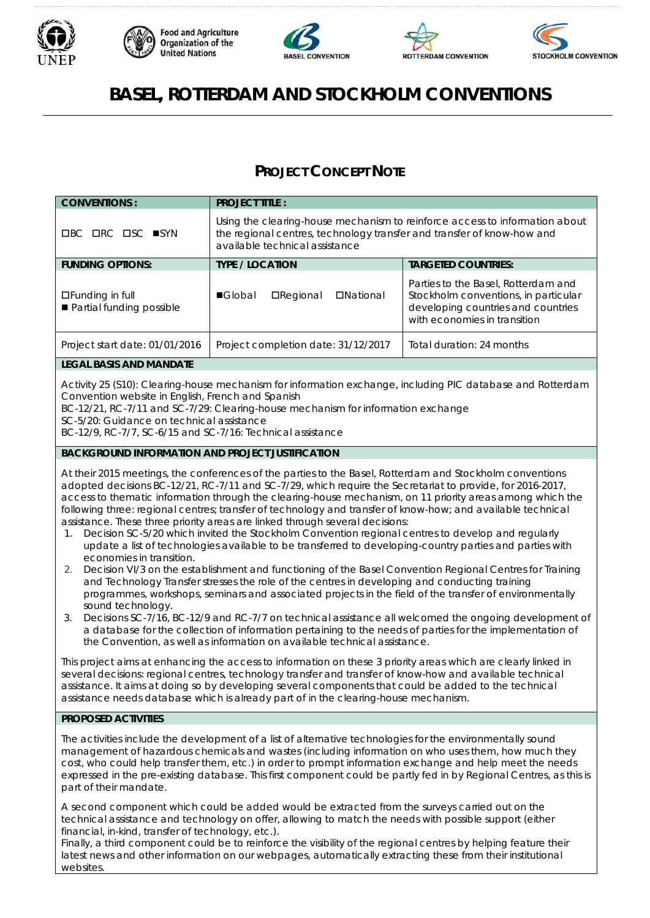# BASEL, ROTTERDAM AND STOCKHOLM CONVENTIONS

## PROJECT CONCEPT NOTE

| CONVENTIONS: | PROJECT TITLE: | |
|---|---|---|
| ☐BC ☐RC ☐SC ■SYN | Using the clearing-house mechanism to reinforce access to information about the regional centres, technology transfer and transfer of know-how and available technical assistance | |
| **FUNDING OPTIONS:** | **TYPE / LOCATION** | **TARGETED COUNTRIES:** |
| ☐Funding in full<br>■ Partial funding possible | ■Global ☐Regional ☐National | Parties to the Basel, Rotterdam and Stockholm conventions, in particular developing countries and countries with economies in transition |
| Project start date: 01/01/2016 | Project completion date: 31/12/2017 | Total duration: 24 months |

**LEGAL BASIS AND MANDATE**

Activity 25 (S10): Clearing-house mechanism for information exchange, including PIC database and Rotterdam Convention website in English, French and Spanish
BC-12/21, RC-7/11 and SC-7/29: Clearing-house mechanism for information exchange
SC-5/20: Guidance on technical assistance
BC-12/9, RC-7/7, SC-6/15 and SC-7/16: Technical assistance

**BACKGROUND INFORMATION AND PROJECT JUSTIFICATION**

At their 2015 meetings, the conferences of the parties to the Basel, Rotterdam and Stockholm conventions adopted decisions BC-12/21, RC-7/11 and SC-7/29, which require the Secretariat to provide, for 2016-2017, access to thematic information through the clearing-house mechanism, on 11 priority areas among which the following three: regional centres; transfer of technology and transfer of know-how; and available technical assistance. These three priority areas are linked through several decisions:

1. Decision SC-5/20 which invited the Stockholm Convention regional centres to develop and regularly update a list of technologies available to be transferred to developing-country parties and parties with economies in transition.
2. Decision VI/3 on the establishment and functioning of the Basel Convention Regional Centres for Training and Technology Transfer stresses the role of the centres in developing and conducting training programmes, workshops, seminars and associated projects in the field of the transfer of environmentally sound technology.
3. Decisions SC-7/16, BC-12/9 and RC-7/7 on technical assistance all welcomed the ongoing development of a database for the collection of information pertaining to the needs of parties for the implementation of the Convention, as well as information on available technical assistance.

This project aims at enhancing the access to information on these 3 priority areas which are clearly linked in several decisions: regional centres, technology transfer and transfer of know-how and available technical assistance. It aims at doing so by developing several components that could be added to the technical assistance needs database which is already part of in the clearing-house mechanism.

**PROPOSED ACTIVITIES**

The activities include the development of a list of alternative technologies for the environmentally sound management of hazardous chemicals and wastes (including information on who uses them, how much they cost, who could help transfer them, etc.) in order to prompt information exchange and help meet the needs expressed in the pre-existing database. This first component could be partly fed in by Regional Centres, as this is part of their mandate.

A second component which could be added would be extracted from the surveys carried out on the technical assistance and technology on offer, allowing to match the needs with possible support (either financial, in-kind, transfer of technology, etc.).
Finally, a third component could be to reinforce the visibility of the regional centres by helping feature their latest news and other information on our webpages, automatically extracting these from their institutional websites.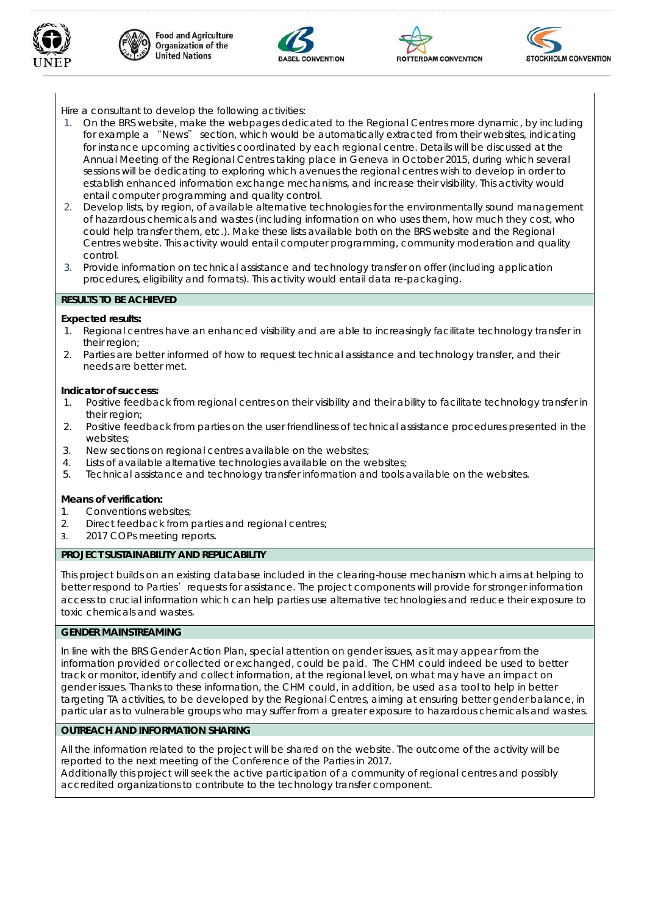Hire a consultant to develop the following activities:

1. On the BRS website, make the webpages dedicated to the Regional Centres more dynamic, by including for example a "News" section, which would be automatically extracted from their websites, indicating for instance upcoming activities coordinated by each regional centre. Details will be discussed at the Annual Meeting of the Regional Centres taking place in Geneva in October 2015, during which several sessions will be dedicating to exploring which avenues the regional centres wish to develop in order to establish enhanced information exchange mechanisms, and increase their visibility. This activity would entail computer programming and quality control.
2. Develop lists, by region, of available alternative technologies for the environmentally sound management of hazardous chemicals and wastes (including information on who uses them, how much they cost, who could help transfer them, etc.). Make these lists available both on the BRS website and the Regional Centres website. This activity would entail computer programming, community moderation and quality control.
3. Provide information on technical assistance and technology transfer on offer (including application procedures, eligibility and formats). This activity would entail data re-packaging.

**RESULTS TO BE ACHIEVED**

**Expected results:**

1. Regional centres have an enhanced visibility and are able to increasingly facilitate technology transfer in their region;
2. Parties are better informed of how to request technical assistance and technology transfer, and their needs are better met.

**Indicator of success:**

1. Positive feedback from regional centres on their visibility and their ability to facilitate technology transfer in their region;
2. Positive feedback from parties on the user friendliness of technical assistance procedures presented in the websites;
3. New sections on regional centres available on the websites;
4. Lists of available alternative technologies available on the websites;
5. Technical assistance and technology transfer information and tools available on the websites.

**Means of verification:**

1. Conventions websites;
2. Direct feedback from parties and regional centres;
3. 2017 COPs meeting reports.

**PROJECT SUSTAINABILITY AND REPLICABILITY**

This project builds on an existing database included in the clearing-house mechanism which aims at helping to better respond to Parties' requests for assistance. The project components will provide for stronger information access to crucial information which can help parties use alternative technologies and reduce their exposure to toxic chemicals and wastes.

**GENDER MAINSTREAMING**

In line with the BRS Gender Action Plan, special attention on gender issues, as it may appear from the information provided or collected or exchanged, could be paid. The CHM could indeed be used to better track or monitor, identify and collect information, at the regional level, on what may have an impact on gender issues. Thanks to these information, the CHM could, in addition, be used as a tool to help in better targeting TA activities, to be developed by the Regional Centres, aiming at ensuring better gender balance, in particular as to vulnerable groups who may suffer from a greater exposure to hazardous chemicals and wastes.

**OUTREACH AND INFORMATION SHARING**

All the information related to the project will be shared on the website. The outcome of the activity will be reported to the next meeting of the Conference of the Parties in 2017.
Additionally this project will seek the active participation of a community of regional centres and possibly accredited organizations to contribute to the technology transfer component.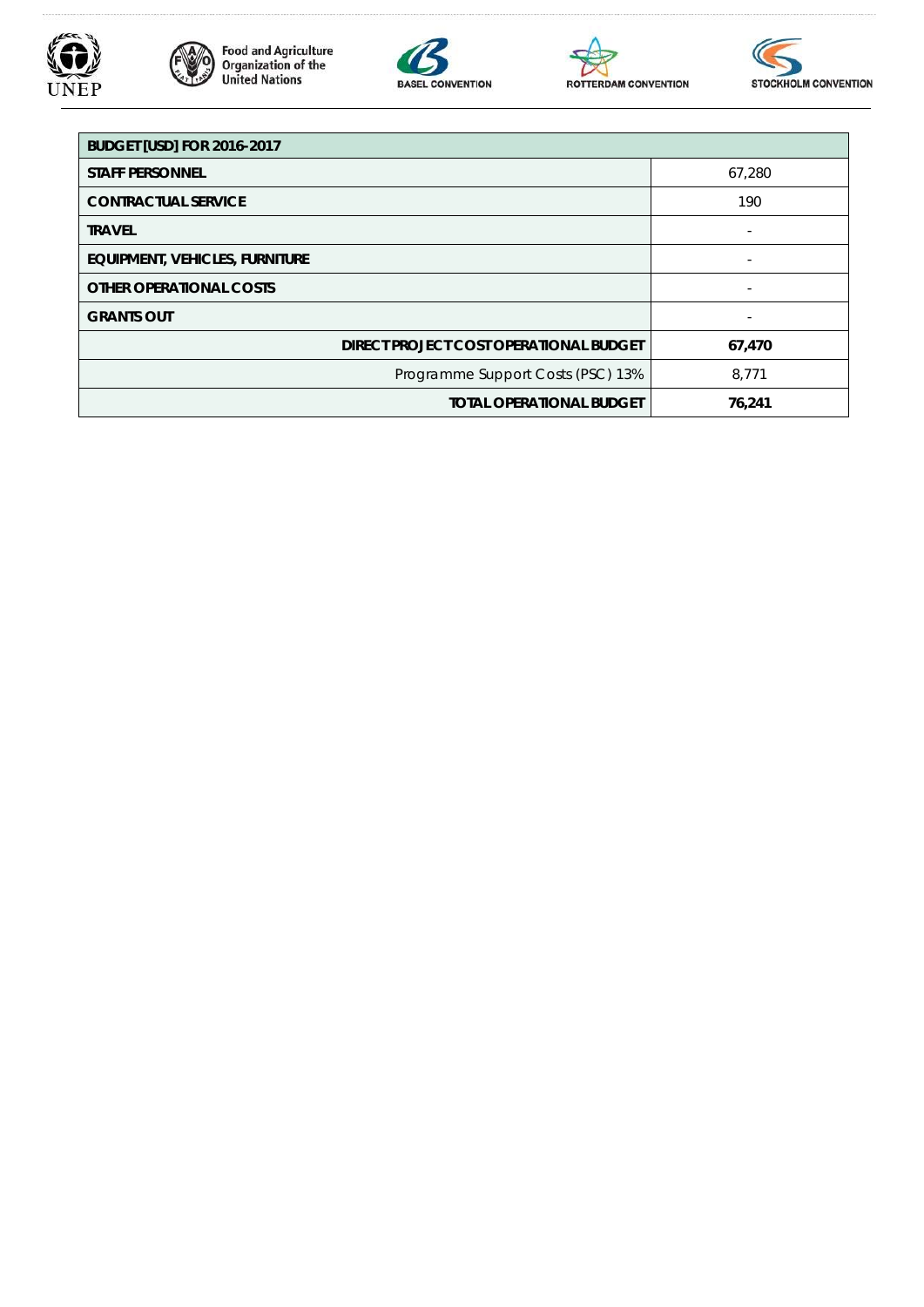| BUDGET [USD] FOR 2016-2017 | |
|---|---|
| **STAFF PERSONNEL** | 67,280 |
| **CONTRACTUAL SERVICE** | 190 |
| **TRAVEL** | - |
| **EQUIPMENT, VEHICLES, FURNITURE** | - |
| **OTHER OPERATIONAL COSTS** | - |
| **GRANTS OUT** | - |
| **DIRECT PROJECT COST OPERATIONAL BUDGET** | **67,470** |
| Programme Support Costs (PSC) 13% | 8,771 |
| **TOTAL OPERATIONAL BUDGET** | **76,241** |